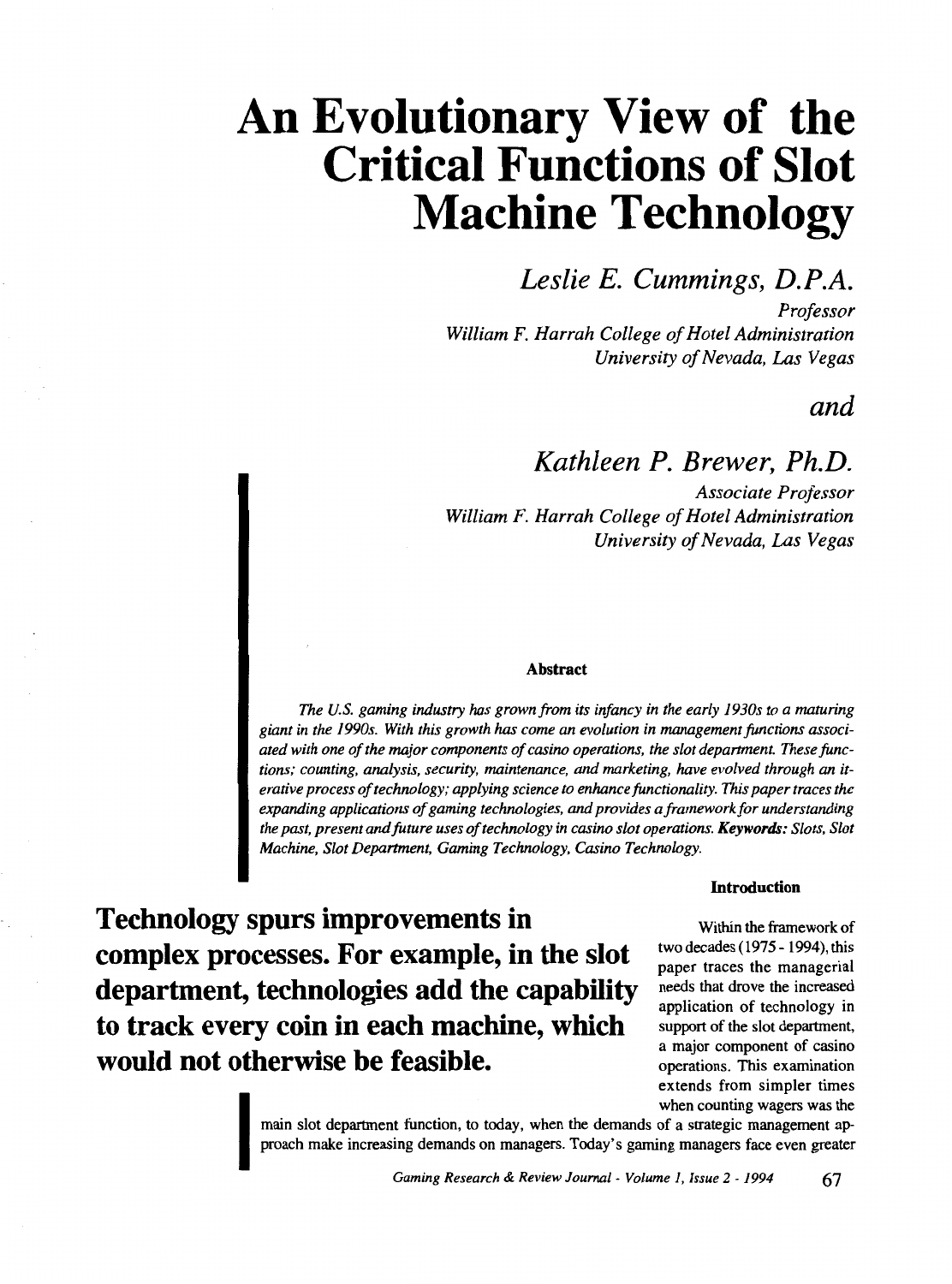# An Evolutionary View of the Critical Functions of Slot Machine Technology

*Leslie E. Cummings, D.P.A.*

*Professor*
*William F. Harrah College of Hotel Administration*
*University of Nevada, Las Vegas*

*and*

*Kathleen P. Brewer, Ph.D.*

*Associate Professor*
*William F. Harrah College of Hotel Administration*
*University of Nevada, Las Vegas*

#### Abstract

*The U.S. gaming industry has grown from its infancy in the early 1930s to a maturing giant in the 1990s. With this growth has come an evolution in management functions associated with one of the major components of casino operations, the slot department. These functions; counting, analysis, security, maintenance, and marketing, have evolved through an iterative process of technology; applying science to enhance functionality. This paper traces the expanding applications of gaming technologies, and provides a framework for understanding the past, present and future uses of technology in casino slot operations.* ***Keywords:*** *Slots, Slot Machine, Slot Department, Gaming Technology, Casino Technology.*

**Technology spurs improvements in complex processes. For example, in the slot department, technologies add the capability to track every coin in each machine, which would not otherwise be feasible.**

#### Introduction

Within the framework of two decades (1975 - 1994), this paper traces the managerial needs that drove the increased application of technology in support of the slot department, a major component of casino operations. This examination extends from simpler times when counting wagers was the main slot department function, to today, when the demands of a strategic management approach make increasing demands on managers. Today's gaming managers face even greater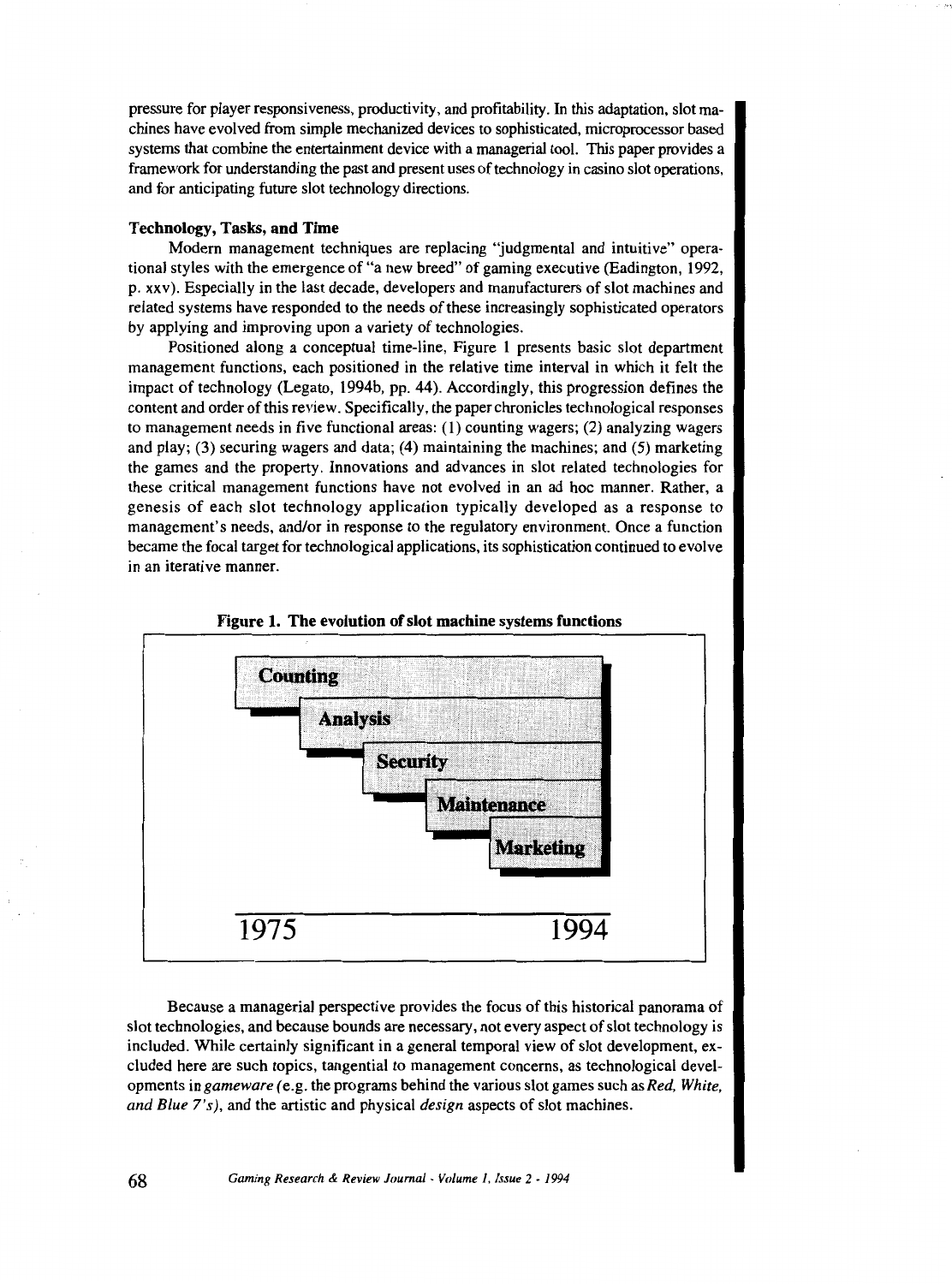pressure for player responsiveness, productivity, and profitability. In this adaptation, slot machines have evolved from simple mechanized devices to sophisticated, microprocessor based systems that combine the entertainment device with a managerial tool. This paper provides a framework for understanding the past and present uses of technology in casino slot operations, and for anticipating future slot technology directions.

### Technology, Tasks, and Time

Modern management techniques are replacing "judgmental and intuitive" operational styles with the emergence of "a new breed" of gaming executive (Eadington, 1992, p. xxv). Especially in the last decade, developers and manufacturers of slot machines and related systems have responded to the needs of these increasingly sophisticated operators by applying and improving upon a variety of technologies.

Positioned along a conceptual time-line, Figure 1 presents basic slot department management functions, each positioned in the relative time interval in which it felt the impact of technology (Legato, 1994b, pp. 44). Accordingly, this progression defines the content and order of this review. Specifically, the paper chronicles technological responses to management needs in five functional areas: (1) counting wagers; (2) analyzing wagers and play; (3) securing wagers and data; (4) maintaining the machines; and (5) marketing the games and the property. Innovations and advances in slot related technologies for these critical management functions have not evolved in an ad hoc manner. Rather, a genesis of each slot technology application typically developed as a response to management's needs, and/or in response to the regulatory environment. Once a function became the focal target for technological applications, its sophistication continued to evolve in an iterative manner.

**Figure 1. The evolution of slot machine systems functions**

Counting

Analysis

Security

Maintenance

Marketing

1975 — 1994

Because a managerial perspective provides the focus of this historical panorama of slot technologies, and because bounds are necessary, not every aspect of slot technology is included. While certainly significant in a general temporal view of slot development, excluded here are such topics, tangential to management concerns, as technological developments in *gameware* (e.g. the programs behind the various slot games such as *Red, White, and Blue 7's*), and the artistic and physical *design* aspects of slot machines.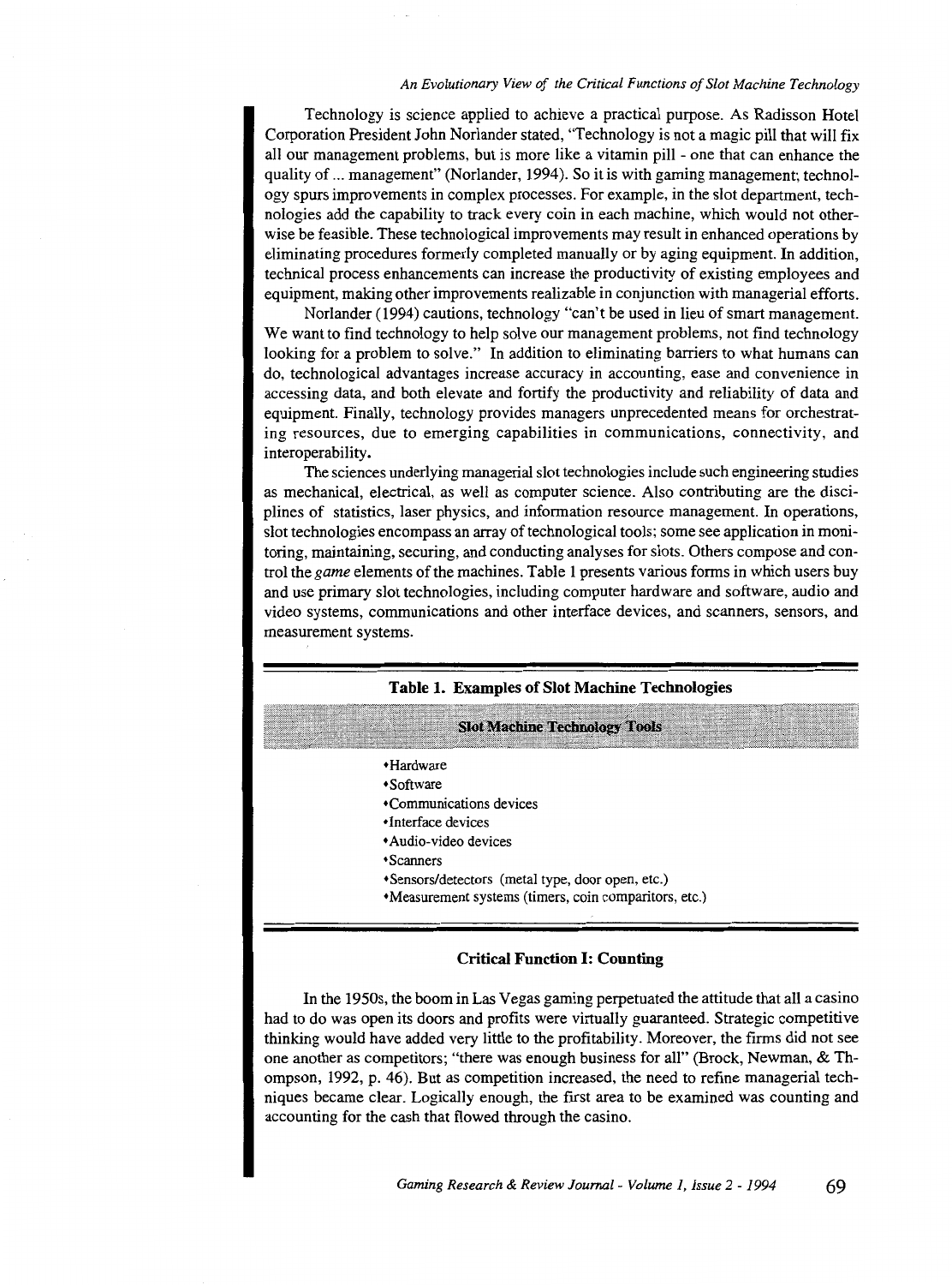Technology is science applied to achieve a practical purpose. As Radisson Hotel Corporation President John Norlander stated, "Technology is not a magic pill that will fix all our management problems, but is more like a vitamin pill - one that can enhance the quality of ... management" (Norlander, 1994). So it is with gaming management; technology spurs improvements in complex processes. For example, in the slot department, technologies add the capability to track every coin in each machine, which would not otherwise be feasible. These technological improvements may result in enhanced operations by eliminating procedures formerly completed manually or by aging equipment. In addition, technical process enhancements can increase the productivity of existing employees and equipment, making other improvements realizable in conjunction with managerial efforts.

Norlander (1994) cautions, technology "can't be used in lieu of smart management. We want to find technology to help solve our management problems, not find technology looking for a problem to solve." In addition to eliminating barriers to what humans can do, technological advantages increase accuracy in accounting, ease and convenience in accessing data, and both elevate and fortify the productivity and reliability of data and equipment. Finally, technology provides managers unprecedented means for orchestrating resources, due to emerging capabilities in communications, connectivity, and interoperability.

The sciences underlying managerial slot technologies include such engineering studies as mechanical, electrical, as well as computer science. Also contributing are the disciplines of statistics, laser physics, and information resource management. In operations, slot technologies encompass an array of technological tools; some see application in monitoring, maintaining, securing, and conducting analyses for slots. Others compose and control the *game* elements of the machines. Table 1 presents various forms in which users buy and use primary slot technologies, including computer hardware and software, audio and video systems, communications and other interface devices, and scanners, sensors, and measurement systems.

**Table 1. Examples of Slot Machine Technologies**

| Slot Machine Technology Tools |
| --- |
| •Hardware |
| •Software |
| •Communications devices |
| •Interface devices |
| •Audio-video devices |
| •Scanners |
| •Sensors/detectors (metal type, door open, etc.) |
| •Measurement systems (timers, coin comparitors, etc.) |

### Critical Function I: Counting

In the 1950s, the boom in Las Vegas gaming perpetuated the attitude that all a casino had to do was open its doors and profits were virtually guaranteed. Strategic competitive thinking would have added very little to the profitability. Moreover, the firms did not see one another as competitors; "there was enough business for all" (Brock, Newman, & Thompson, 1992, p. 46). But as competition increased, the need to refine managerial techniques became clear. Logically enough, the first area to be examined was counting and accounting for the cash that flowed through the casino.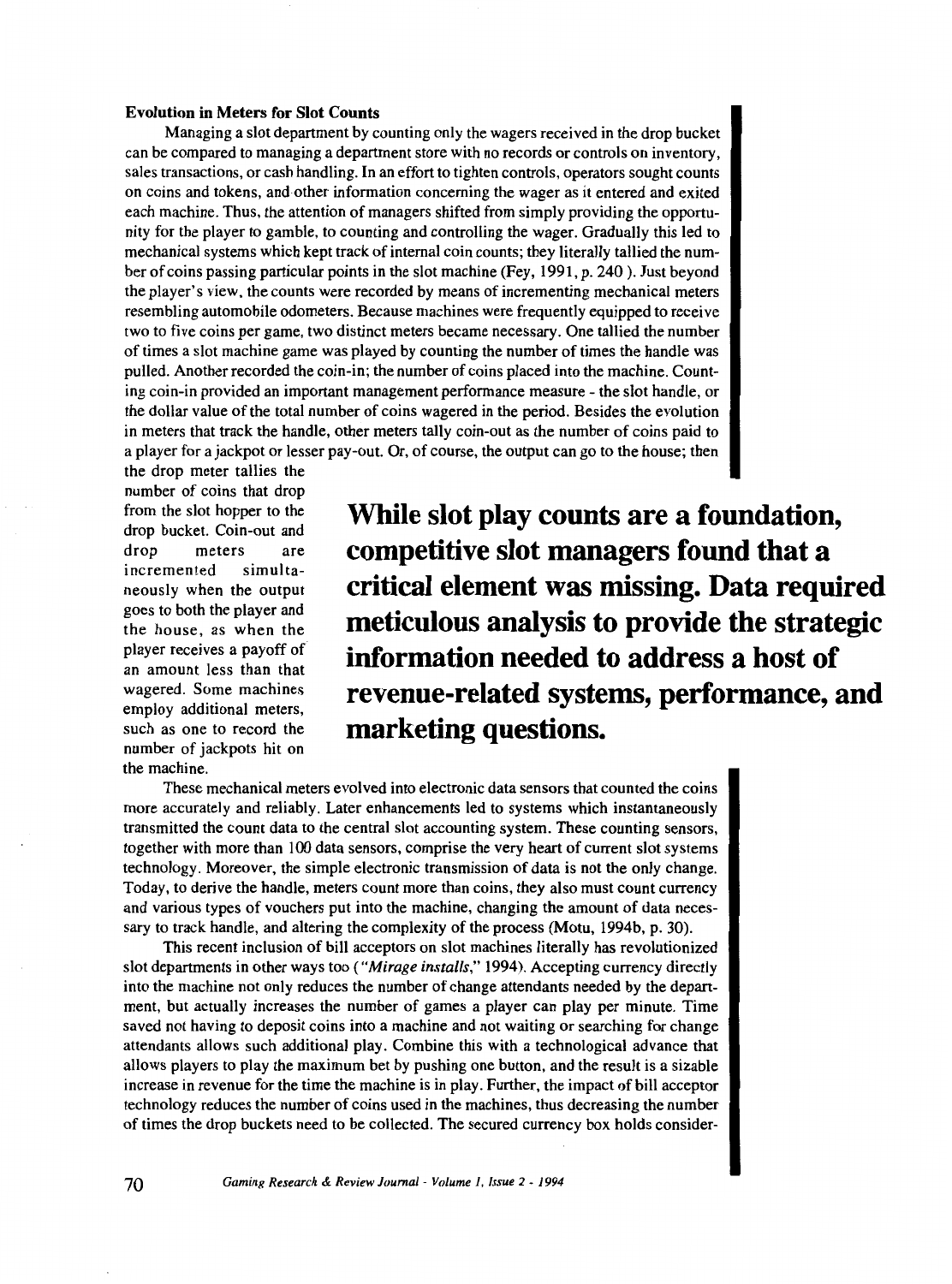**Evolution in Meters for Slot Counts**

Managing a slot department by counting only the wagers received in the drop bucket can be compared to managing a department store with no records or controls on inventory, sales transactions, or cash handling. In an effort to tighten controls, operators sought counts on coins and tokens, and other information concerning the wager as it entered and exited each machine. Thus, the attention of managers shifted from simply providing the opportunity for the player to gamble, to counting and controlling the wager. Gradually this led to mechanical systems which kept track of internal coin counts; they literally tallied the number of coins passing particular points in the slot machine (Fey, 1991, p. 240 ). Just beyond the player's view, the counts were recorded by means of incrementing mechanical meters resembling automobile odometers. Because machines were frequently equipped to receive two to five coins per game, two distinct meters became necessary. One tallied the number of times a slot machine game was played by counting the number of times the handle was pulled. Another recorded the coin-in; the number of coins placed into the machine. Counting coin-in provided an important management performance measure - the slot handle, or the dollar value of the total number of coins wagered in the period. Besides the evolution in meters that track the handle, other meters tally coin-out as the number of coins paid to a player for a jackpot or lesser pay-out. Or, of course, the output can go to the house; then the drop meter tallies the number of coins that drop from the slot hopper to the drop bucket. Coin-out and drop meters are incremented simultaneously when the output goes to both the player and the house, as when the player receives a payoff of an amount less than that wagered. Some machines employ additional meters, such as one to record the number of jackpots hit on the machine.

**While slot play counts are a foundation, competitive slot managers found that a critical element was missing. Data required meticulous analysis to provide the strategic information needed to address a host of revenue-related systems, performance, and marketing questions.**

These mechanical meters evolved into electronic data sensors that counted the coins more accurately and reliably. Later enhancements led to systems which instantaneously transmitted the count data to the central slot accounting system. These counting sensors, together with more than 100 data sensors, comprise the very heart of current slot systems technology. Moreover, the simple electronic transmission of data is not the only change. Today, to derive the handle, meters count more than coins, they also must count currency and various types of vouchers put into the machine, changing the amount of data necessary to track handle, and altering the complexity of the process (Motu, 1994b, p. 30).

This recent inclusion of bill acceptors on slot machines literally has revolutionized slot departments in other ways too (*"Mirage installs,"* 1994). Accepting currency directly into the machine not only reduces the number of change attendants needed by the department, but actually increases the number of games a player can play per minute. Time saved not having to deposit coins into a machine and not waiting or searching for change attendants allows such additional play. Combine this with a technological advance that allows players to play the maximum bet by pushing one button, and the result is a sizable increase in revenue for the time the machine is in play. Further, the impact of bill acceptor technology reduces the number of coins used in the machines, thus decreasing the number of times the drop buckets need to be collected. The secured currency box holds consider-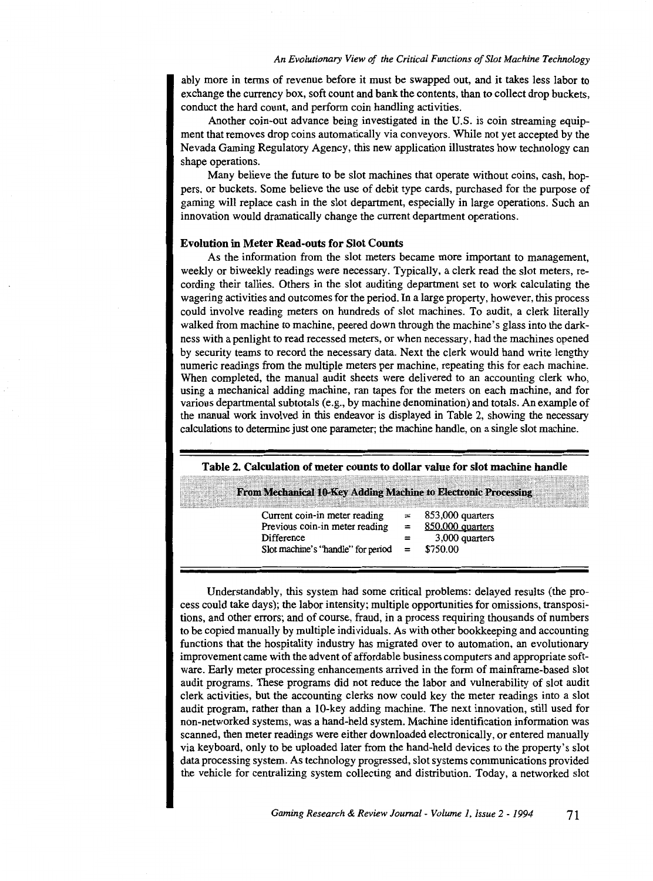ably more in terms of revenue before it must be swapped out, and it takes less labor to exchange the currency box, soft count and bank the contents, than to collect drop buckets, conduct the hard count, and perform coin handling activities.

Another coin-out advance being investigated in the U.S. is coin streaming equipment that removes drop coins automatically via conveyors. While not yet accepted by the Nevada Gaming Regulatory Agency, this new application illustrates how technology can shape operations.

Many believe the future to be slot machines that operate without coins, cash, hoppers, or buckets. Some believe the use of debit type cards, purchased for the purpose of gaming will replace cash in the slot department, especially in large operations. Such an innovation would dramatically change the current department operations.

### Evolution in Meter Read-outs for Slot Counts

As the information from the slot meters became more important to management, weekly or biweekly readings were necessary. Typically, a clerk read the slot meters, recording their tallies. Others in the slot auditing department set to work calculating the wagering activities and outcomes for the period. In a large property, however, this process could involve reading meters on hundreds of slot machines. To audit, a clerk literally walked from machine to machine, peered down through the machine's glass into the darkness with a penlight to read recessed meters, or when necessary, had the machines opened by security teams to record the necessary data. Next the clerk would hand write lengthy numeric readings from the multiple meters per machine, repeating this for each machine. When completed, the manual audit sheets were delivered to an accounting clerk who, using a mechanical adding machine, ran tapes for the meters on each machine, and for various departmental subtotals (e.g., by machine denomination) and totals. An example of the manual work involved in this endeavor is displayed in Table 2, showing the necessary calculations to determine just one parameter; the machine handle, on a single slot machine.

**Table 2. Calculation of meter counts to dollar value for slot machine handle**

| From Mechanical 10-Key Adding Machine to Electronic Processing | | |
|---|---|---|
| Current coin-in meter reading | = | 853,000 quarters |
| Previous coin-in meter reading | = | 850,000 quarters |
| Difference | = | 3,000 quarters |
| Slot machine's "handle" for period | = | $750.00 |

Understandably, this system had some critical problems: delayed results (the process could take days); the labor intensity; multiple opportunities for omissions, transpositions, and other errors; and of course, fraud, in a process requiring thousands of numbers to be copied manually by multiple individuals. As with other bookkeeping and accounting functions that the hospitality industry has migrated over to automation, an evolutionary improvement came with the advent of affordable business computers and appropriate software. Early meter processing enhancements arrived in the form of mainframe-based slot audit programs. These programs did not reduce the labor and vulnerability of slot audit clerk activities, but the accounting clerks now could key the meter readings into a slot audit program, rather than a 10-key adding machine. The next innovation, still used for non-networked systems, was a hand-held system. Machine identification information was scanned, then meter readings were either downloaded electronically, or entered manually via keyboard, only to be uploaded later from the hand-held devices to the property's slot data processing system. As technology progressed, slot systems communications provided the vehicle for centralizing system collecting and distribution. Today, a networked slot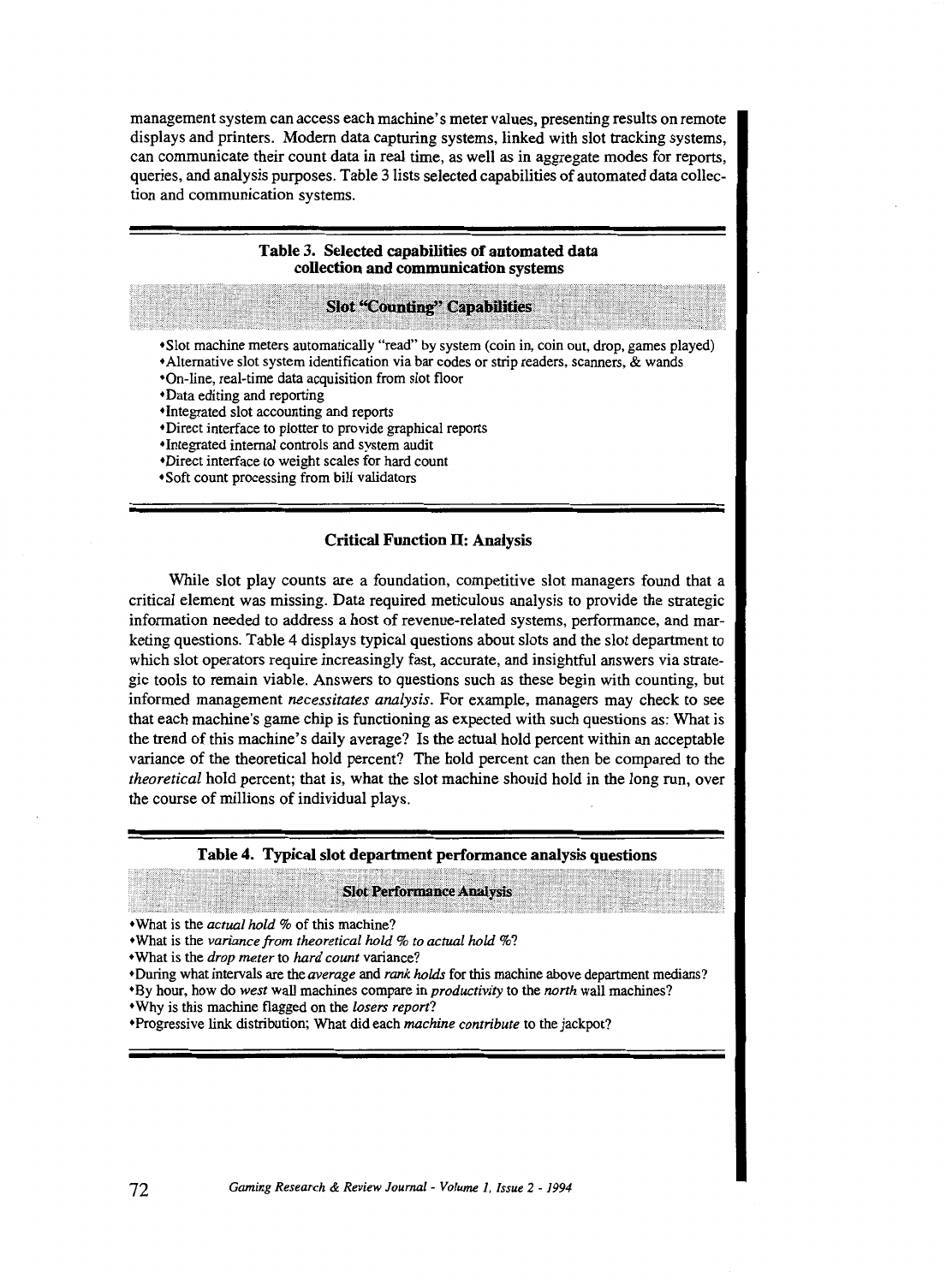management system can access each machine's meter values, presenting results on remote displays and printers. Modern data capturing systems, linked with slot tracking systems, can communicate their count data in real time, as well as in aggregate modes for reports, queries, and analysis purposes. Table 3 lists selected capabilities of automated data collection and communication systems.

**Table 3. Selected capabilities of automated data collection and communication systems**

| Slot "Counting" Capabilities |
|---|
| • Slot machine meters automatically "read" by system (coin in, coin out, drop, games played) |
| • Alternative slot system identification via bar codes or strip readers, scanners, & wands |
| • On-line, real-time data acquisition from slot floor |
| • Data editing and reporting |
| • Integrated slot accounting and reports |
| • Direct interface to plotter to provide graphical reports |
| • Integrated internal controls and system audit |
| • Direct interface to weight scales for hard count |
| • Soft count processing from bill validators |

### Critical Function II: Analysis

While slot play counts are a foundation, competitive slot managers found that a critical element was missing. Data required meticulous analysis to provide the strategic information needed to address a host of revenue-related systems, performance, and marketing questions. Table 4 displays typical questions about slots and the slot department to which slot operators require increasingly fast, accurate, and insightful answers via strategic tools to remain viable. Answers to questions such as these begin with counting, but informed management *necessitates analysis*. For example, managers may check to see that each machine's game chip is functioning as expected with such questions as: What is the trend of this machine's daily average? Is the actual hold percent within an acceptable variance of the theoretical hold percent? The hold percent can then be compared to the *theoretical* hold percent; that is, what the slot machine should hold in the long run, over the course of millions of individual plays.

**Table 4. Typical slot department performance analysis questions**

| Slot Performance Analysis |
|---|
| • What is the *actual hold* % of this machine? |
| • What is the *variance from theoretical hold % to actual hold %*? |
| • What is the *drop meter* to *hard count* variance? |
| • During what intervals are the *average* and *rank holds* for this machine above department medians? |
| • By hour, how do *west* wall machines compare in *productivity* to the *north* wall machines? |
| • Why is this machine flagged on the *losers report*? |
| • Progressive link distribution; What did each *machine contribute* to the jackpot? |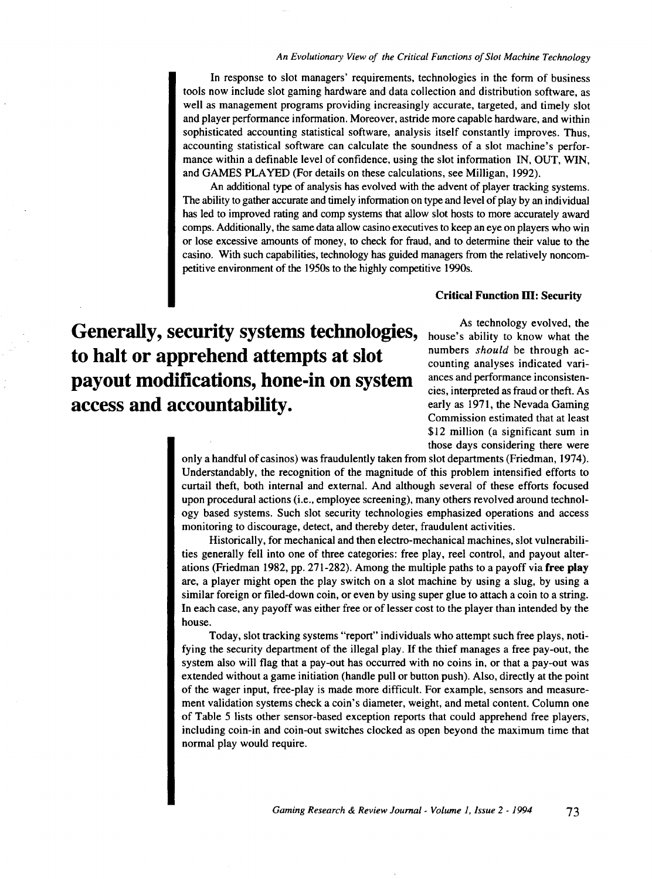In response to slot managers' requirements, technologies in the form of business tools now include slot gaming hardware and data collection and distribution software, as well as management programs providing increasingly accurate, targeted, and timely slot and player performance information. Moreover, astride more capable hardware, and within sophisticated accounting statistical software, analysis itself constantly improves. Thus, accounting statistical software can calculate the soundness of a slot machine's performance within a definable level of confidence, using the slot information IN, OUT, WIN, and GAMES PLAYED (For details on these calculations, see Milligan, 1992).

An additional type of analysis has evolved with the advent of player tracking systems. The ability to gather accurate and timely information on type and level of play by an individual has led to improved rating and comp systems that allow slot hosts to more accurately award comps. Additionally, the same data allow casino executives to keep an eye on players who win or lose excessive amounts of money, to check for fraud, and to determine their value to the casino. With such capabilities, technology has guided managers from the relatively noncompetitive environment of the 1950s to the highly competitive 1990s.

### Critical Function III: Security

**Generally, security systems technologies, to halt or apprehend attempts at slot payout modifications, hone-in on system access and accountability.**

As technology evolved, the house's ability to know what the numbers *should* be through accounting analyses indicated variances and performance inconsistencies, interpreted as fraud or theft. As early as 1971, the Nevada Gaming Commission estimated that at least $12 million (a significant sum in those days considering there were only a handful of casinos) was fraudulently taken from slot departments (Friedman, 1974). Understandably, the recognition of the magnitude of this problem intensified efforts to curtail theft, both internal and external. And although several of these efforts focused upon procedural actions (i.e., employee screening), many others revolved around technology based systems. Such slot security technologies emphasized operations and access monitoring to discourage, detect, and thereby deter, fraudulent activities.

Historically, for mechanical and then electro-mechanical machines, slot vulnerabilities generally fell into one of three categories: free play, reel control, and payout alterations (Friedman 1982, pp. 271-282). Among the multiple paths to a payoff via **free play** are, a player might open the play switch on a slot machine by using a slug, by using a similar foreign or filed-down coin, or even by using super glue to attach a coin to a string. In each case, any payoff was either free or of lesser cost to the player than intended by the house.

Today, slot tracking systems "report" individuals who attempt such free plays, notifying the security department of the illegal play. If the thief manages a free pay-out, the system also will flag that a pay-out has occurred with no coins in, or that a pay-out was extended without a game initiation (handle pull or button push). Also, directly at the point of the wager input, free-play is made more difficult. For example, sensors and measurement validation systems check a coin's diameter, weight, and metal content. Column one of Table 5 lists other sensor-based exception reports that could apprehend free players, including coin-in and coin-out switches clocked as open beyond the maximum time that normal play would require.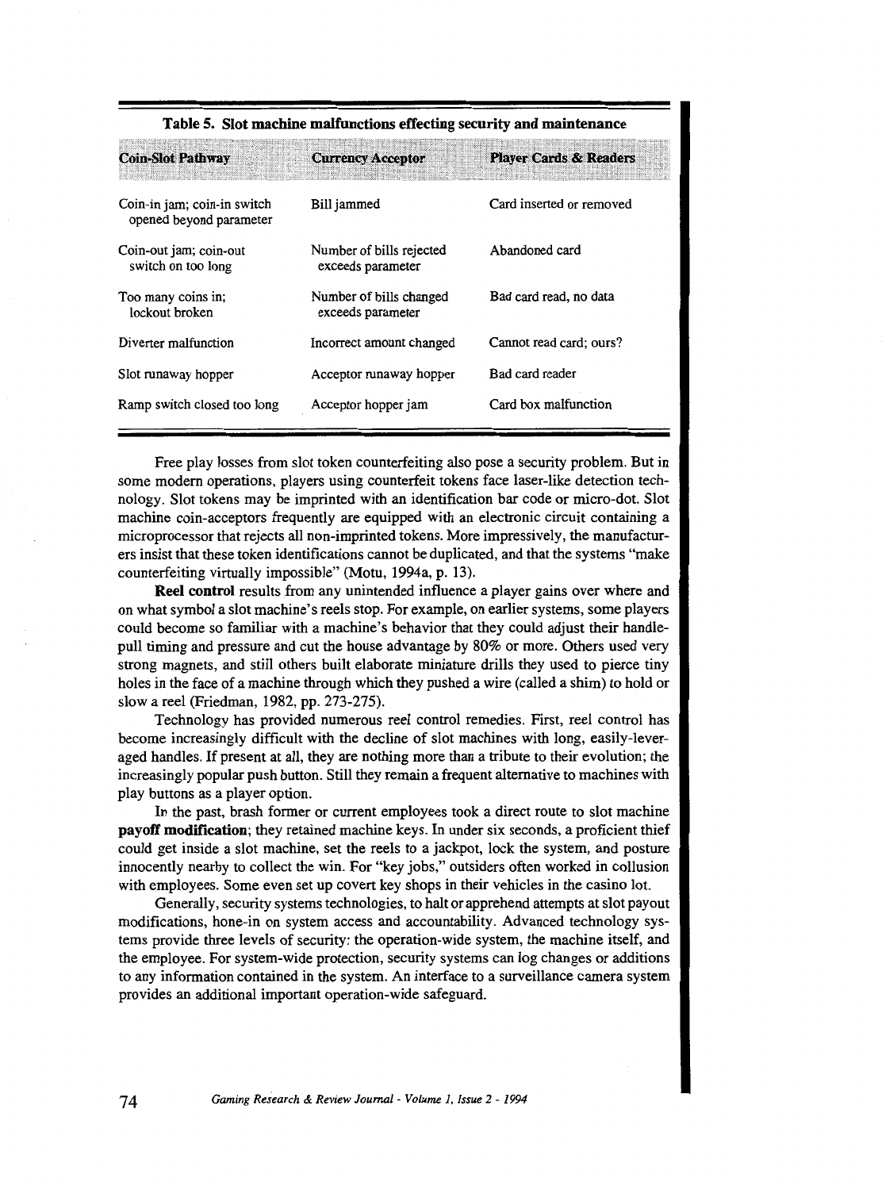**Table 5. Slot machine malfunctions effecting security and maintenance**

| Coin-Slot Pathway | Currency Acceptor | Player Cards & Readers |
|---|---|---|
| Coin-in jam; coin-in switch opened beyond parameter | Bill jammed | Card inserted or removed |
| Coin-out jam; coin-out switch on too long | Number of bills rejected exceeds parameter | Abandoned card |
| Too many coins in; lockout broken | Number of bills changed exceeds parameter | Bad card read, no data |
| Diverter malfunction | Incorrect amount changed | Cannot read card; ours? |
| Slot runaway hopper | Acceptor runaway hopper | Bad card reader |
| Ramp switch closed too long | Acceptor hopper jam | Card box malfunction |

Free play losses from slot token counterfeiting also pose a security problem. But in some modern operations, players using counterfeit tokens face laser-like detection technology. Slot tokens may be imprinted with an identification bar code or micro-dot. Slot machine coin-acceptors frequently are equipped with an electronic circuit containing a microprocessor that rejects all non-imprinted tokens. More impressively, the manufacturers insist that these token identifications cannot be duplicated, and that the systems "make counterfeiting virtually impossible" (Motu, 1994a, p. 13).

**Reel control** results from any unintended influence a player gains over where and on what symbol a slot machine's reels stop. For example, on earlier systems, some players could become so familiar with a machine's behavior that they could adjust their handle-pull timing and pressure and cut the house advantage by 80% or more. Others used very strong magnets, and still others built elaborate miniature drills they used to pierce tiny holes in the face of a machine through which they pushed a wire (called a shim) to hold or slow a reel (Friedman, 1982, pp. 273-275).

Technology has provided numerous reel control remedies. First, reel control has become increasingly difficult with the decline of slot machines with long, easily-leveraged handles. If present at all, they are nothing more than a tribute to their evolution; the increasingly popular push button. Still they remain a frequent alternative to machines with play buttons as a player option.

In the past, brash former or current employees took a direct route to slot machine **payoff modification**; they retained machine keys. In under six seconds, a proficient thief could get inside a slot machine, set the reels to a jackpot, lock the system, and posture innocently nearby to collect the win. For "key jobs," outsiders often worked in collusion with employees. Some even set up covert key shops in their vehicles in the casino lot.

Generally, security systems technologies, to halt or apprehend attempts at slot payout modifications, hone-in on system access and accountability. Advanced technology systems provide three levels of security: the operation-wide system, the machine itself, and the employee. For system-wide protection, security systems can log changes or additions to any information contained in the system. An interface to a surveillance camera system provides an additional important operation-wide safeguard.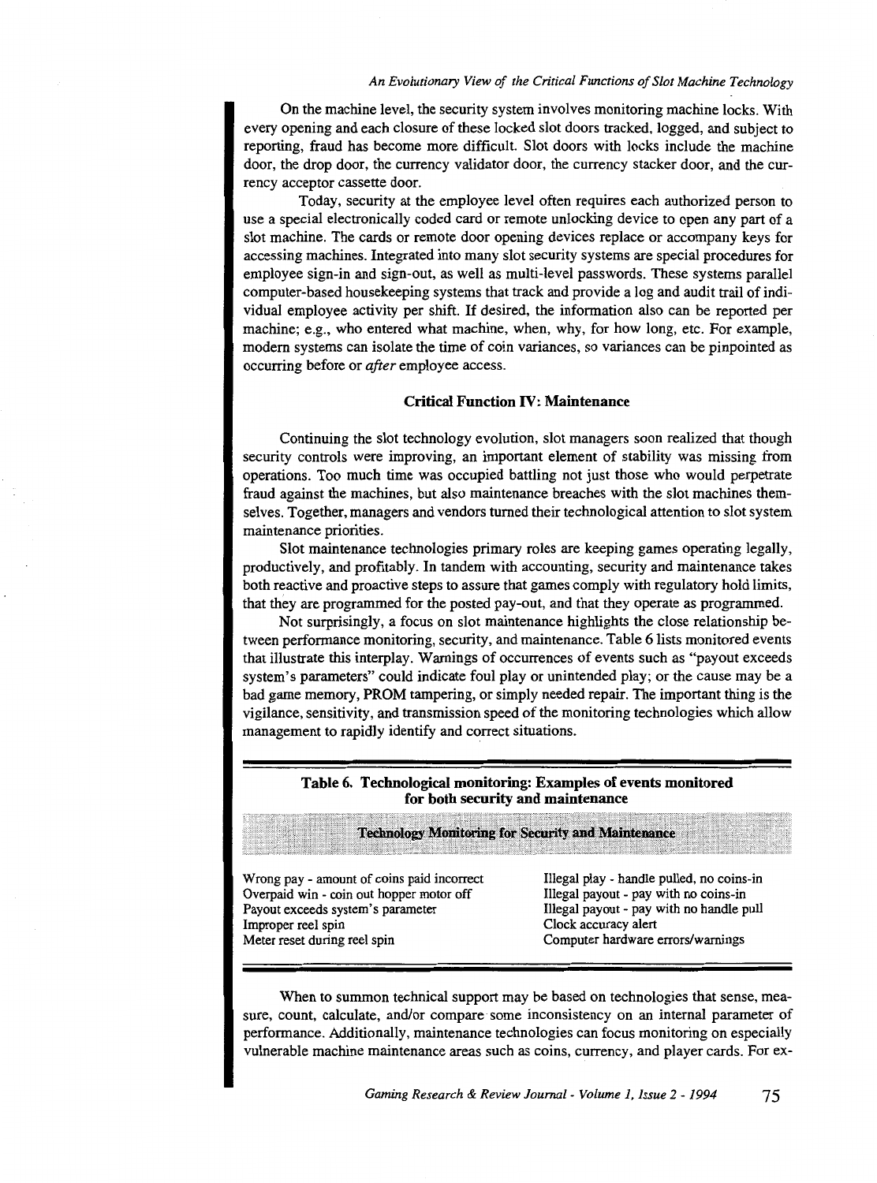On the machine level, the security system involves monitoring machine locks. With every opening and each closure of these locked slot doors tracked, logged, and subject to reporting, fraud has become more difficult. Slot doors with locks include the machine door, the drop door, the currency validator door, the currency stacker door, and the currency acceptor cassette door.

Today, security at the employee level often requires each authorized person to use a special electronically coded card or remote unlocking device to open any part of a slot machine. The cards or remote door opening devices replace or accompany keys for accessing machines. Integrated into many slot security systems are special procedures for employee sign-in and sign-out, as well as multi-level passwords. These systems parallel computer-based housekeeping systems that track and provide a log and audit trail of individual employee activity per shift. If desired, the information also can be reported per machine; e.g., who entered what machine, when, why, for how long, etc. For example, modern systems can isolate the time of coin variances, so variances can be pinpointed as occurring before or *after* employee access.

### Critical Function IV: Maintenance

Continuing the slot technology evolution, slot managers soon realized that though security controls were improving, an important element of stability was missing from operations. Too much time was occupied battling not just those who would perpetrate fraud against the machines, but also maintenance breaches with the slot machines themselves. Together, managers and vendors turned their technological attention to slot system maintenance priorities.

Slot maintenance technologies primary roles are keeping games operating legally, productively, and profitably. In tandem with accounting, security and maintenance takes both reactive and proactive steps to assure that games comply with regulatory hold limits, that they are programmed for the posted pay-out, and that they operate as programmed.

Not surprisingly, a focus on slot maintenance highlights the close relationship between performance monitoring, security, and maintenance. Table 6 lists monitored events that illustrate this interplay. Warnings of occurrences of events such as "payout exceeds system's parameters" could indicate foul play or unintended play; or the cause may be a bad game memory, PROM tampering, or simply needed repair. The important thing is the vigilance, sensitivity, and transmission speed of the monitoring technologies which allow management to rapidly identify and correct situations.

**Table 6. Technological monitoring: Examples of events monitored for both security and maintenance**

| Technology Monitoring for Security and Maintenance | |
|---|---|
| Wrong pay - amount of coins paid incorrect | Illegal play - handle pulled, no coins-in |
| Overpaid win - coin out hopper motor off | Illegal payout - pay with no coins-in |
| Payout exceeds system's parameter | Illegal payout - pay with no handle pull |
| Improper reel spin | Clock accuracy alert |
| Meter reset during reel spin | Computer hardware errors/warnings |

When to summon technical support may be based on technologies that sense, measure, count, calculate, and/or compare some inconsistency on an internal parameter of performance. Additionally, maintenance technologies can focus monitoring on especially vulnerable machine maintenance areas such as coins, currency, and player cards. For ex-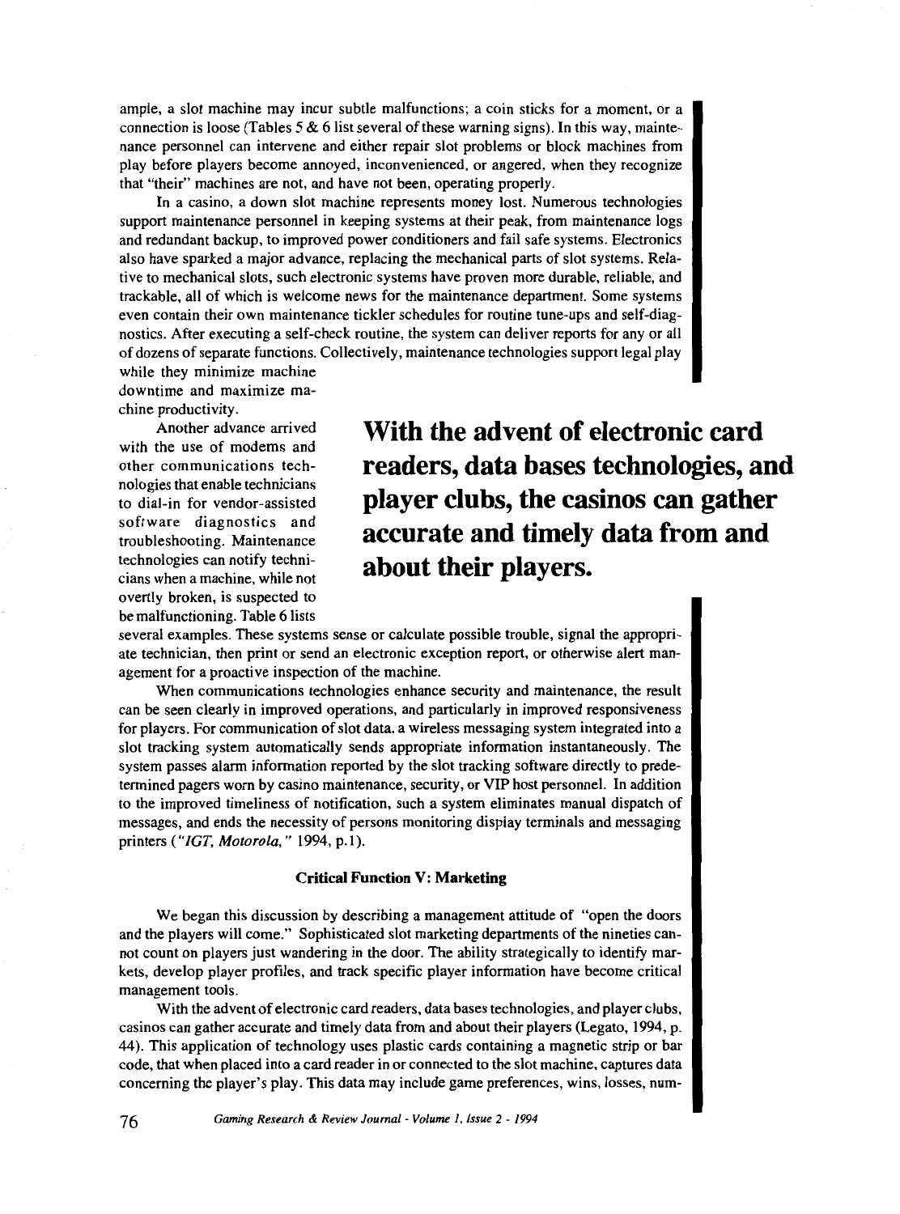ample, a slot machine may incur subtle malfunctions; a coin sticks for a moment, or a connection is loose (Tables 5 & 6 list several of these warning signs). In this way, maintenance personnel can intervene and either repair slot problems or block machines from play before players become annoyed, inconvenienced, or angered, when they recognize that "their" machines are not, and have not been, operating properly.

In a casino, a down slot machine represents money lost. Numerous technologies support maintenance personnel in keeping systems at their peak, from maintenance logs and redundant backup, to improved power conditioners and fail safe systems. Electronics also have sparked a major advance, replacing the mechanical parts of slot systems. Relative to mechanical slots, such electronic systems have proven more durable, reliable, and trackable, all of which is welcome news for the maintenance department. Some systems even contain their own maintenance tickler schedules for routine tune-ups and self-diagnostics. After executing a self-check routine, the system can deliver reports for any or all of dozens of separate functions. Collectively, maintenance technologies support legal play while they minimize machine downtime and maximize machine productivity.

Another advance arrived with the use of modems and other communications technologies that enable technicians to dial-in for vendor-assisted software diagnostics and troubleshooting. Maintenance technologies can notify technicians when a machine, while not overtly broken, is suspected to be malfunctioning. Table 6 lists several examples. These systems sense or calculate possible trouble, signal the appropriate technician, then print or send an electronic exception report, or otherwise alert management for a proactive inspection of the machine.

**With the advent of electronic card readers, data bases technologies, and player clubs, the casinos can gather accurate and timely data from and about their players.**

When communications technologies enhance security and maintenance, the result can be seen clearly in improved operations, and particularly in improved responsiveness for players. For communication of slot data, a wireless messaging system integrated into a slot tracking system automatically sends appropriate information instantaneously. The system passes alarm information reported by the slot tracking software directly to predetermined pagers worn by casino maintenance, security, or VIP host personnel. In addition to the improved timeliness of notification, such a system eliminates manual dispatch of messages, and ends the necessity of persons monitoring display terminals and messaging printers (*"IGT, Motorola,"* 1994, p.1).

### Critical Function V: Marketing

We began this discussion by describing a management attitude of "open the doors and the players will come." Sophisticated slot marketing departments of the nineties cannot count on players just wandering in the door. The ability strategically to identify markets, develop player profiles, and track specific player information have become critical management tools.

With the advent of electronic card readers, data bases technologies, and player clubs, casinos can gather accurate and timely data from and about their players (Legato, 1994, p. 44). This application of technology uses plastic cards containing a magnetic strip or bar code, that when placed into a card reader in or connected to the slot machine, captures data concerning the player's play. This data may include game preferences, wins, losses, num-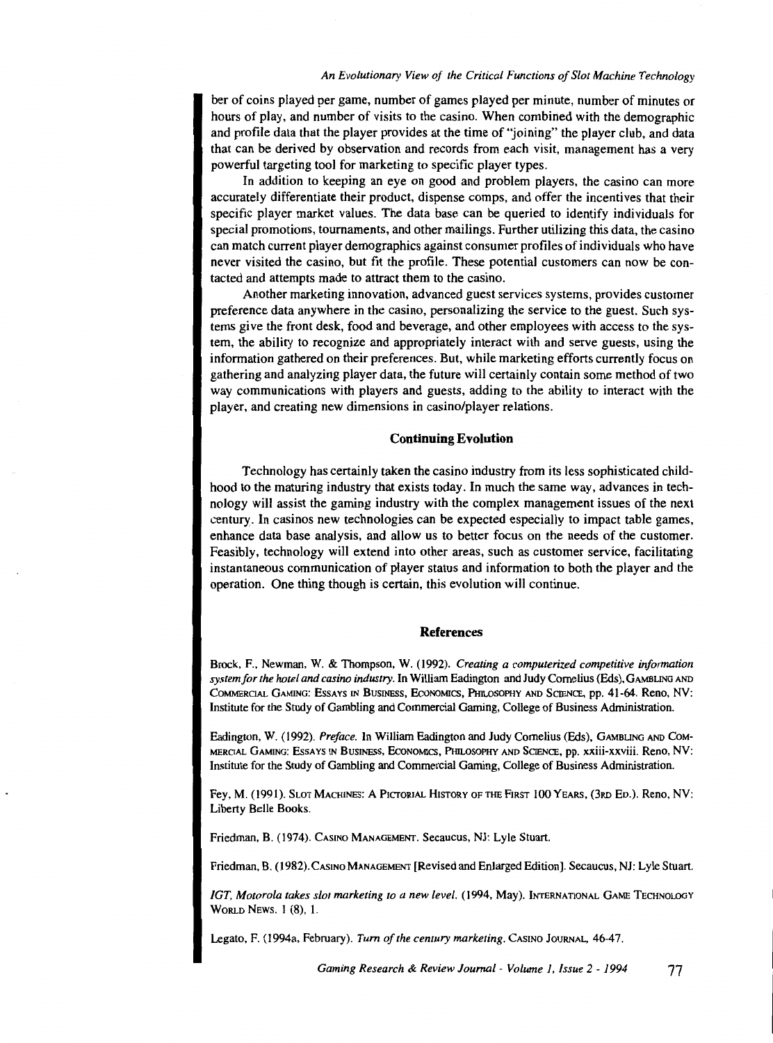ber of coins played per game, number of games played per minute, number of minutes or hours of play, and number of visits to the casino. When combined with the demographic and profile data that the player provides at the time of "joining" the player club, and data that can be derived by observation and records from each visit, management has a very powerful targeting tool for marketing to specific player types.

In addition to keeping an eye on good and problem players, the casino can more accurately differentiate their product, dispense comps, and offer the incentives that their specific player market values. The data base can be queried to identify individuals for special promotions, tournaments, and other mailings. Further utilizing this data, the casino can match current player demographics against consumer profiles of individuals who have never visited the casino, but fit the profile. These potential customers can now be contacted and attempts made to attract them to the casino.

Another marketing innovation, advanced guest services systems, provides customer preference data anywhere in the casino, personalizing the service to the guest. Such systems give the front desk, food and beverage, and other employees with access to the system, the ability to recognize and appropriately interact with and serve guests, using the information gathered on their preferences. But, while marketing efforts currently focus on gathering and analyzing player data, the future will certainly contain some method of two way communications with players and guests, adding to the ability to interact with the player, and creating new dimensions in casino/player relations.

## Continuing Evolution

Technology has certainly taken the casino industry from its less sophisticated childhood to the maturing industry that exists today. In much the same way, advances in technology will assist the gaming industry with the complex management issues of the next century. In casinos new technologies can be expected especially to impact table games, enhance data base analysis, and allow us to better focus on the needs of the customer. Feasibly, technology will extend into other areas, such as customer service, facilitating instantaneous communication of player status and information to both the player and the operation. One thing though is certain, this evolution will continue.

## References

Brock, F., Newman, W. & Thompson, W. (1992). *Creating a computerized competitive information system for the hotel and casino industry.* In William Eadington and Judy Cornelius (Eds), GAMBLING AND COMMERCIAL GAMING: ESSAYS IN BUSINESS, ECONOMICS, PHILOSOPHY AND SCIENCE, pp. 41-64. Reno, NV: Institute for the Study of Gambling and Commercial Gaming, College of Business Administration.

Eadington, W. (1992). *Preface.* In William Eadington and Judy Cornelius (Eds), GAMBLING AND COMMERCIAL GAMING: ESSAYS IN BUSINESS, ECONOMICS, PHILOSOPHY AND SCIENCE, pp. xxiii-xxviii. Reno, NV: Institute for the Study of Gambling and Commercial Gaming, College of Business Administration.

Fey, M. (1991). SLOT MACHINES: A PICTORIAL HISTORY OF THE FIRST 100 YEARS, (3RD ED.). Reno, NV: Liberty Belle Books.

Friedman, B. (1974). CASINO MANAGEMENT. Secaucus, NJ: Lyle Stuart.

Friedman, B. (1982). CASINO MANAGEMENT [Revised and Enlarged Edition]. Secaucus, NJ: Lyle Stuart.

*IGT, Motorola takes slot marketing to a new level.* (1994, May). INTERNATIONAL GAME TECHNOLOGY WORLD NEWS. 1 (8), 1.

Legato, F. (1994a, February). *Turn of the century marketing.* CASINO JOURNAL, 46-47.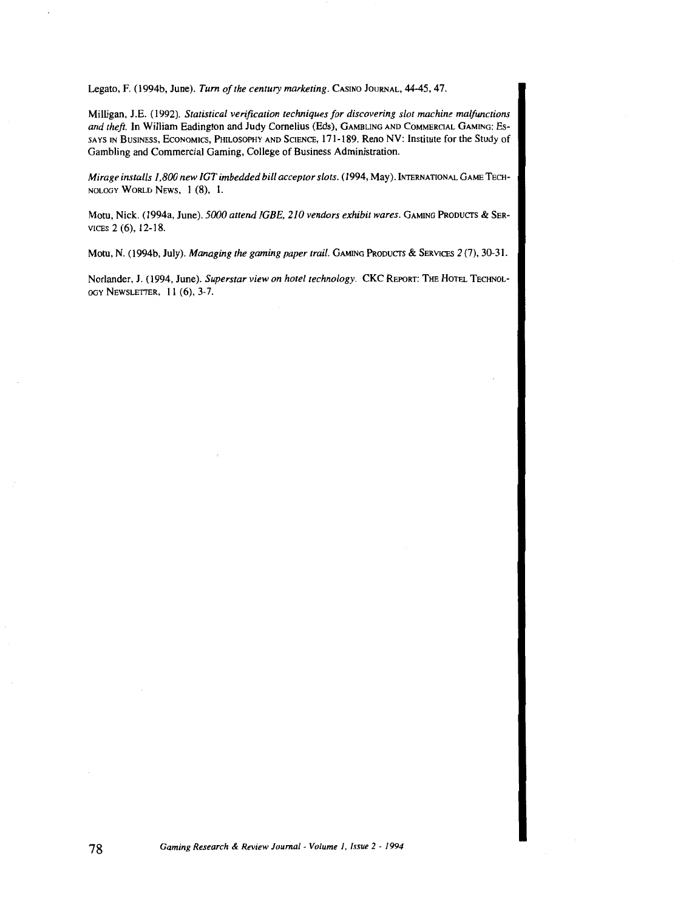Legato, F. (1994b, June). *Turn of the century marketing.* CASINO JOURNAL, 44-45, 47.

Milligan, J.E. (1992). *Statistical verification techniques for discovering slot machine malfunctions and theft.* In William Eadington and Judy Cornelius (Eds), GAMBLING AND COMMERCIAL GAMING: ESSAYS IN BUSINESS, ECONOMICS, PHILOSOPHY AND SCIENCE, 171-189. Reno NV: Institute for the Study of Gambling and Commercial Gaming, College of Business Administration.

*Mirage installs 1,800 new IGT imbedded bill acceptor slots.* (1994, May). INTERNATIONAL GAME TECHNOLOGY WORLD NEWS, 1 (8), 1.

Motu, Nick. (1994a, June). *5000 attend IGBE, 210 vendors exhibit wares.* GAMING PRODUCTS & SERVICES 2 (6), 12-18.

Motu, N. (1994b, July). *Managing the gaming paper trail.* GAMING PRODUCTS & SERVICES 2 (7), 30-31.

Norlander, J. (1994, June). *Superstar view on hotel technology.* CKC REPORT: THE HOTEL TECHNOLOGY NEWSLETTER, 11 (6), 3-7.